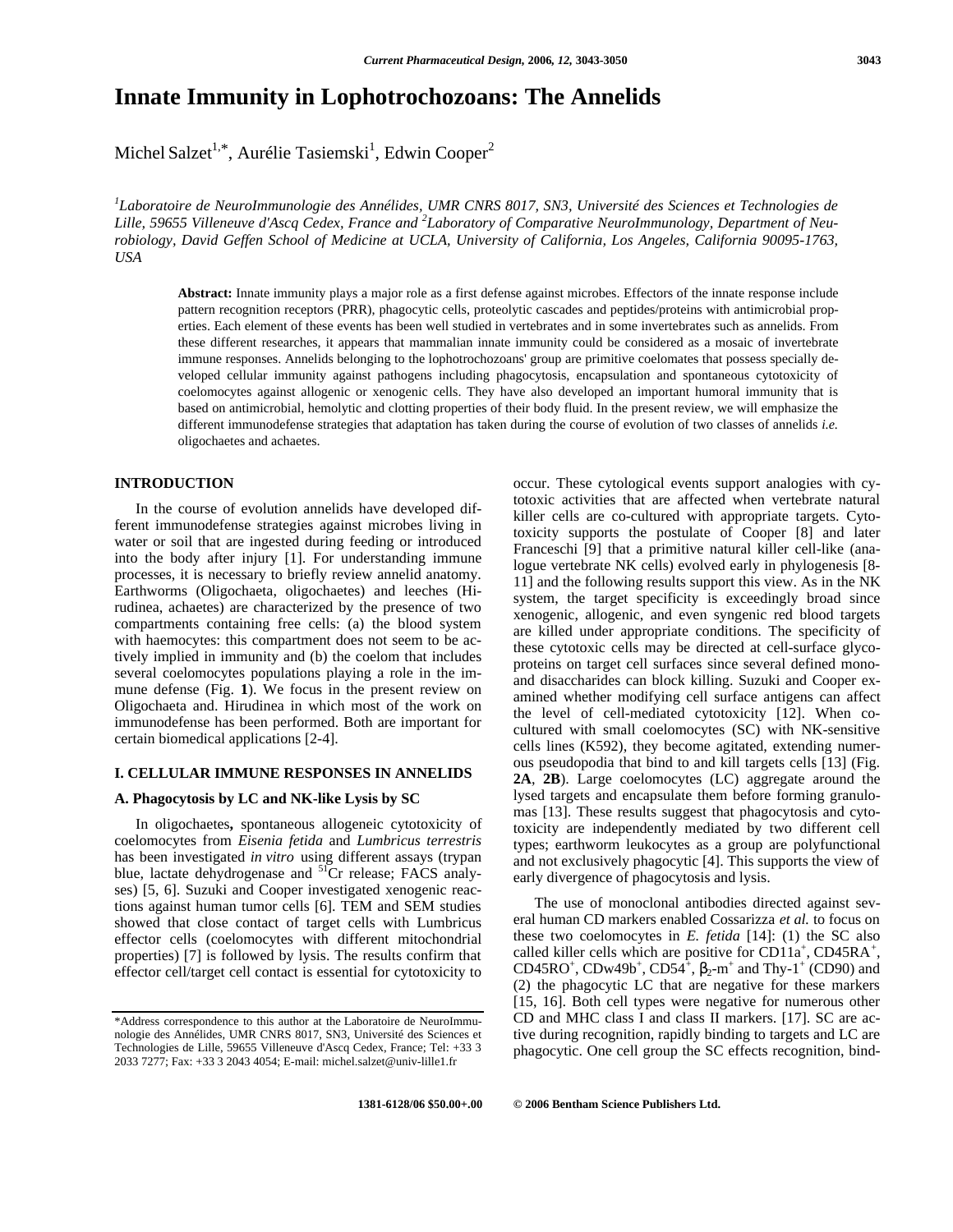# Innate Immunity in Lophotrochozoans: The Annelids

Michel Salzet[1,*], Aurélie Tasiemski[1], Edwin Cooper[2]

[1]Laboratoire de NeuroImmunologie des Annélides, UMR CNRS 8017, SN3, Université des Sciences et Technologies de Lille, 59655 Villeneuve d'Ascq Cedex, France and [2]Laboratory of Comparative NeuroImmunology, Department of Neurobiology, David Geffen School of Medicine at UCLA, University of California, Los Angeles, California 90095-1763, USA

**Abstract:** Innate immunity plays a major role as a first defense against microbes. Effectors of the innate response include pattern recognition receptors (PRR), phagocytic cells, proteolytic cascades and peptides/proteins with antimicrobial properties. Each element of these events has been well studied in vertebrates and in some invertebrates such as annelids. From these different researches, it appears that mammalian innate immunity could be considered as a mosaic of invertebrate immune responses. Annelids belonging to the lophotrochozoans' group are primitive coelomates that possess specially developed cellular immunity against pathogens including phagocytosis, encapsulation and spontaneous cytotoxicity of coelomocytes against allogenic or xenogenic cells. They have also developed an important humoral immunity that is based on antimicrobial, hemolytic and clotting properties of their body fluid. In the present review, we will emphasize the different immunodefense strategies that adaptation has taken during the course of evolution of two classes of annelids *i.e.* oligochaetes and achaetes.

## INTRODUCTION

In the course of evolution annelids have developed different immunodefense strategies against microbes living in water or soil that are ingested during feeding or introduced into the body after injury [1]. For understanding immune processes, it is necessary to briefly review annelid anatomy. Earthworms (Oligochaeta, oligochaetes) and leeches (Hirudinea, achaetes) are characterized by the presence of two compartments containing free cells: (a) the blood system with haemocytes: this compartment does not seem to be actively implied in immunity and (b) the coelom that includes several coelomocytes populations playing a role in the immune defense (Fig. **1**). We focus in the present review on Oligochaeta and. Hirudinea in which most of the work on immunodefense has been performed. Both are important for certain biomedical applications [2-4].

## I. CELLULAR IMMUNE RESPONSES IN ANNELIDS

### A. Phagocytosis by LC and NK-like Lysis by SC

In oligochaetes**,** spontaneous allogeneic cytotoxicity of coelomocytes from *Eisenia fetida* and *Lumbricus terrestris* has been investigated *in vitro* using different assays (trypan blue, lactate dehydrogenase and $^{51}$Cr release; FACS analyses) [5, 6]. Suzuki and Cooper investigated xenogenic reactions against human tumor cells [6]. TEM and SEM studies showed that close contact of target cells with Lumbricus effector cells (coelomocytes with different mitochondrial properties) [7] is followed by lysis. The results confirm that effector cell/target cell contact is essential for cytotoxicity to occur. These cytological events support analogies with cytotoxic activities that are affected when vertebrate natural killer cells are co-cultured with appropriate targets. Cytotoxicity supports the postulate of Cooper [8] and later Franceschi [9] that a primitive natural killer cell-like (analogue vertebrate NK cells) evolved early in phylogenesis [8-11] and the following results support this view. As in the NK system, the target specificity is exceedingly broad since xenogenic, allogenic, and even syngenic red blood targets are killed under appropriate conditions. The specificity of these cytotoxic cells may be directed at cell-surface glycoproteins on target cell surfaces since several defined mono- and disaccharides can block killing. Suzuki and Cooper examined whether modifying cell surface antigens can affect the level of cell-mediated cytotoxicity [12]. When co-cultured with small coelomocytes (SC) with NK-sensitive cells lines (K592), they become agitated, extending numerous pseudopodia that bind to and kill targets cells [13] (Fig. **2A**, **2B**). Large coelomocytes (LC) aggregate around the lysed targets and encapsulate them before forming granulomas [13]. These results suggest that phagocytosis and cytotoxicity are independently mediated by two different cell types; earthworm leukocytes as a group are polyfunctional and not exclusively phagocytic [4]. This supports the view of early divergence of phagocytosis and lysis.

The use of monoclonal antibodies directed against several human CD markers enabled Cossarizza *et al.* to focus on these two coelomocytes in *E. fetida* [14]: (1) the SC also called killer cells which are positive for CD11a$^{+}$, CD45RA$^{+}$, CD45RO$^{+}$, CDw49b$^{+}$, CD54$^{+}$, $\beta_2$-m$^{+}$ and Thy-1$^{+}$ (CD90) and (2) the phagocytic LC that are negative for these markers [15, 16]. Both cell types were negative for numerous other CD and MHC class I and class II markers. [17]. SC are active during recognition, rapidly binding to targets and LC are phagocytic. One cell group the SC effects recognition, bind-

*Address correspondence to this author at the Laboratoire de NeuroImmunologie des Annélides, UMR CNRS 8017, SN3, Université des Sciences et Technologies de Lille, 59655 Villeneuve d'Ascq Cedex, France; Tel: +33 3 2033 7277; Fax: +33 3 2043 4054; E-mail: michel.salzet@univ-lille1.fr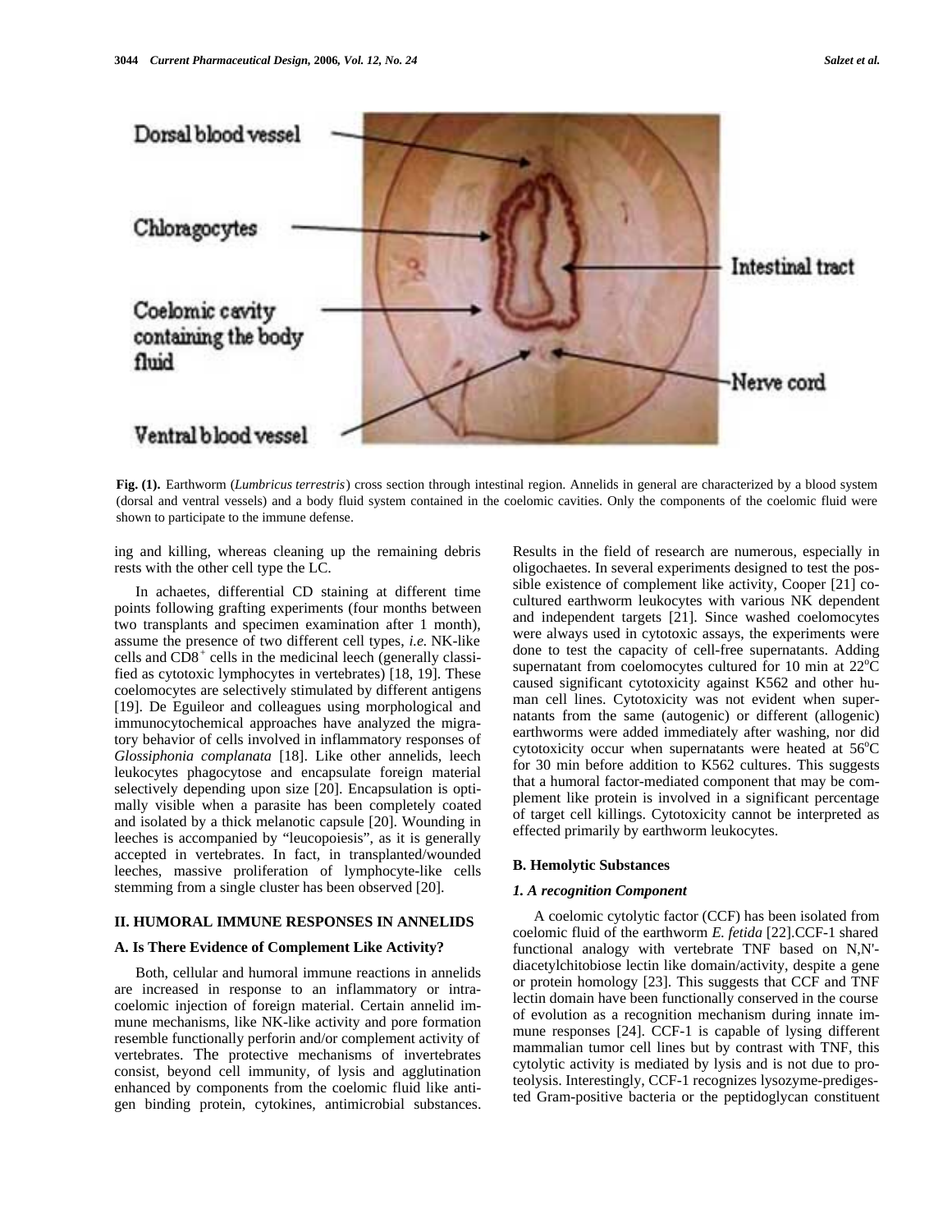**Fig. (1).** Earthworm (*Lumbricus terrestris*) cross section through intestinal region. Annelids in general are characterized by a blood system (dorsal and ventral vessels) and a body fluid system contained in the coelomic cavities. Only the components of the coelomic fluid were shown to participate to the immune defense.

ing and killing, whereas cleaning up the remaining debris rests with the other cell type the LC.

In achaetes, differential CD staining at different time points following grafting experiments (four months between two transplants and specimen examination after 1 month), assume the presence of two different cell types, *i.e.* NK-like cells and $CD8^+$ cells in the medicinal leech (generally classified as cytotoxic lymphocytes in vertebrates) [18, 19]. These coelomocytes are selectively stimulated by different antigens [19]. De Eguileor and colleagues using morphological and immunocytochemical approaches have analyzed the migratory behavior of cells involved in inflammatory responses of *Glossiphonia complanata* [18]. Like other annelids, leech leukocytes phagocytose and encapsulate foreign material selectively depending upon size [20]. Encapsulation is optimally visible when a parasite has been completely coated and isolated by a thick melanotic capsule [20]. Wounding in leeches is accompanied by "leucopoiesis", as it is generally accepted in vertebrates. In fact, in transplanted/wounded leeches, massive proliferation of lymphocyte-like cells stemming from a single cluster has been observed [20].

## II. HUMORAL IMMUNE RESPONSES IN ANNELIDS

### A. Is There Evidence of Complement Like Activity?

Both, cellular and humoral immune reactions in annelids are increased in response to an inflammatory or intracoelomic injection of foreign material. Certain annelid immune mechanisms, like NK-like activity and pore formation resemble functionally perforin and/or complement activity of vertebrates. The protective mechanisms of invertebrates consist, beyond cell immunity, of lysis and agglutination enhanced by components from the coelomic fluid like antigen binding protein, cytokines, antimicrobial substances. Results in the field of research are numerous, especially in oligochaetes. In several experiments designed to test the possible existence of complement like activity, Cooper [21] co-cultured earthworm leukocytes with various NK dependent and independent targets [21]. Since washed coelomocytes were always used in cytotoxic assays, the experiments were done to test the capacity of cell-free supernatants. Adding supernatant from coelomocytes cultured for 10 min at 22°C caused significant cytotoxicity against K562 and other human cell lines. Cytotoxicity was not evident when supernatants from the same (autogenic) or different (allogenic) earthworms were added immediately after washing, nor did cytotoxicity occur when supernatants were heated at 56°C for 30 min before addition to K562 cultures. This suggests that a humoral factor-mediated component that may be complement like protein is involved in a significant percentage of target cell killings. Cytotoxicity cannot be interpreted as effected primarily by earthworm leukocytes.

### B. Hemolytic Substances

#### *1. A recognition Component*

A coelomic cytolytic factor (CCF) has been isolated from coelomic fluid of the earthworm *E. fetida* [22].CCF-1 shared functional analogy with vertebrate TNF based on N,N'-diacetylchitobiose lectin like domain/activity, despite a gene or protein homology [23]. This suggests that CCF and TNF lectin domain have been functionally conserved in the course of evolution as a recognition mechanism during innate immune responses [24]. CCF-1 is capable of lysing different mammalian tumor cell lines but by contrast with TNF, this cytolytic activity is mediated by lysis and is not due to proteolysis. Interestingly, CCF-1 recognizes lysozyme-predigested Gram-positive bacteria or the peptidoglycan constituent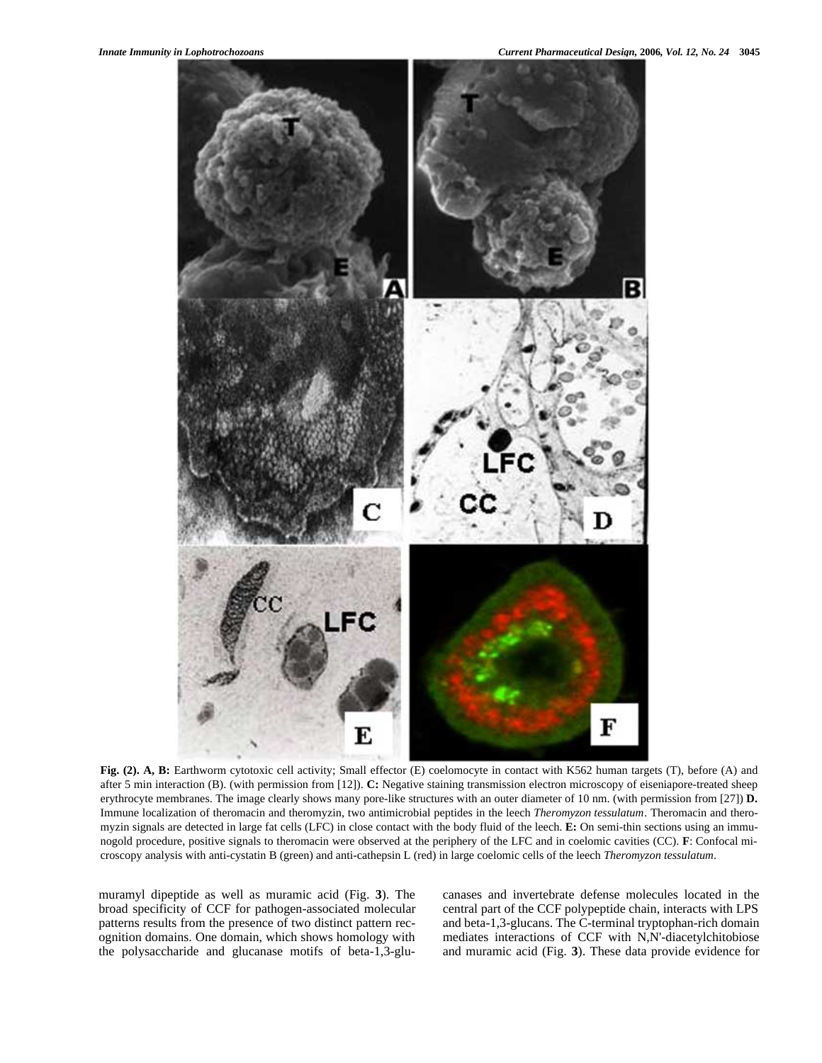**Fig. (2). A, B:** Earthworm cytotoxic cell activity; Small effector (E) coelomocyte in contact with K562 human targets (T), before (A) and after 5 min interaction (B). (with permission from [12]). **C:** Negative staining transmission electron microscopy of eiseniapore-treated sheep erythrocyte membranes. The image clearly shows many pore-like structures with an outer diameter of 10 nm. (with permission from [27]) **D.** Immune localization of theromacin and theromyzin, two antimicrobial peptides in the leech *Theromyzon tessulatum*. Theromacin and theromyzin signals are detected in large fat cells (LFC) in close contact with the body fluid of the leech. **E:** On semi-thin sections using an immunogold procedure, positive signals to theromacin were observed at the periphery of the LFC and in coelomic cavities (CC). **F**: Confocal microscopy analysis with anti-cystatin B (green) and anti-cathepsin L (red) in large coelomic cells of the leech *Theromyzon tessulatum*.

muramyl dipeptide as well as muramic acid (Fig. **3**). The broad specificity of CCF for pathogen-associated molecular patterns results from the presence of two distinct pattern recognition domains. One domain, which shows homology with the polysaccharide and glucanase motifs of beta-1,3-glucanases and invertebrate defense molecules located in the central part of the CCF polypeptide chain, interacts with LPS and beta-1,3-glucans. The C-terminal tryptophan-rich domain mediates interactions of CCF with N,N'-diacetylchitobiose and muramic acid (Fig. **3**). These data provide evidence for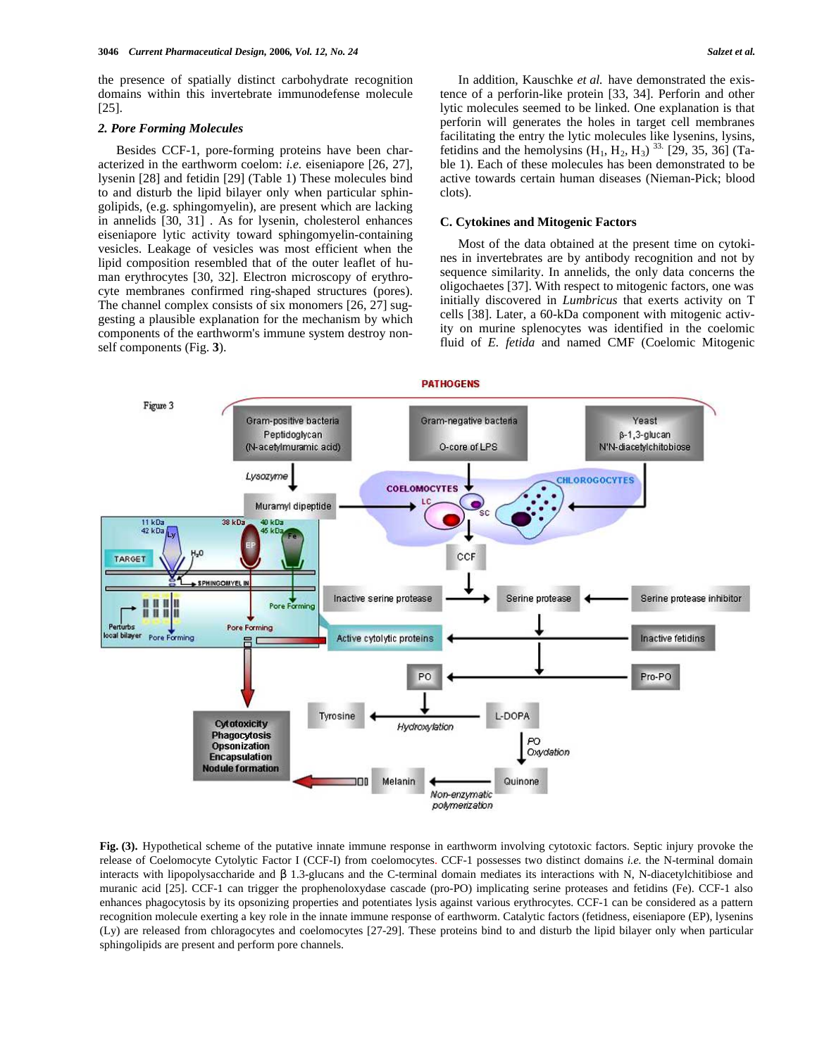the presence of spatially distinct carbohydrate recognition domains within this invertebrate immunodefense molecule [25].

### 2. Pore Forming Molecules

Besides CCF-1, pore-forming proteins have been characterized in the earthworm coelom: *i.e.* eiseniapore [26, 27], lysenin [28] and fetidin [29] (Table 1) These molecules bind to and disturb the lipid bilayer only when particular sphingolipids, (e.g. sphingomyelin), are present which are lacking in annelids [30, 31] . As for lysenin, cholesterol enhances eiseniapore lytic activity toward sphingomyelin-containing vesicles. Leakage of vesicles was most efficient when the lipid composition resembled that of the outer leaflet of human erythrocytes [30, 32]. Electron microscopy of erythrocyte membranes confirmed ring-shaped structures (pores). The channel complex consists of six monomers [26, 27] suggesting a plausible explanation for the mechanism by which components of the earthworm's immune system destroy non-self components (Fig. **3**).

In addition, Kauschke *et al.* have demonstrated the existence of a perforin-like protein [33, 34]. Perforin and other lytic molecules seemed to be linked. One explanation is that perforin will generates the holes in target cell membranes facilitating the entry the lytic molecules like lysenins, lysins, fetidins and the hemolysins ($H_1$, $H_2$, $H_3$) [33] [29, 35, 36] (Table 1). Each of these molecules has been demonstrated to be active towards certain human diseases (Nieman-Pick; blood clots).

## C. Cytokines and Mitogenic Factors

Most of the data obtained at the present time on cytokines in invertebrates are by antibody recognition and not by sequence similarity. In annelids, the only data concerns the oligochaetes [37]. With respect to mitogenic factors, one was initially discovered in *Lumbricus* that exerts activity on T cells [38]. Later, a 60-kDa component with mitogenic activity on murine splenocytes was identified in the coelomic fluid of *E. fetida* and named CMF (Coelomic Mitogenic

**Fig. (3).** Hypothetical scheme of the putative innate immune response in earthworm involving cytotoxic factors. Septic injury provoke the release of Coelomocyte Cytolytic Factor I (CCF-I) from coelomocytes. CCF-1 possesses two distinct domains *i.e.* the N-terminal domain interacts with lipopolysaccharide and β 1.3-glucans and the C-terminal domain mediates its interactions with N, N-diacetylchitibiose and muranic acid [25]. CCF-1 can trigger the prophenoloxydase cascade (pro-PO) implicating serine proteases and fetidins (Fe). CCF-1 also enhances phagocytosis by its opsonizing properties and potentiates lysis against various erythrocytes. CCF-1 can be considered as a pattern recognition molecule exerting a key role in the innate immune response of earthworm. Catalytic factors (fetidness, eiseniapore (EP), lysenins (Ly) are released from chloragocytes and coelomocytes [27-29]. These proteins bind to and disturb the lipid bilayer only when particular sphingolipids are present and perform pore channels.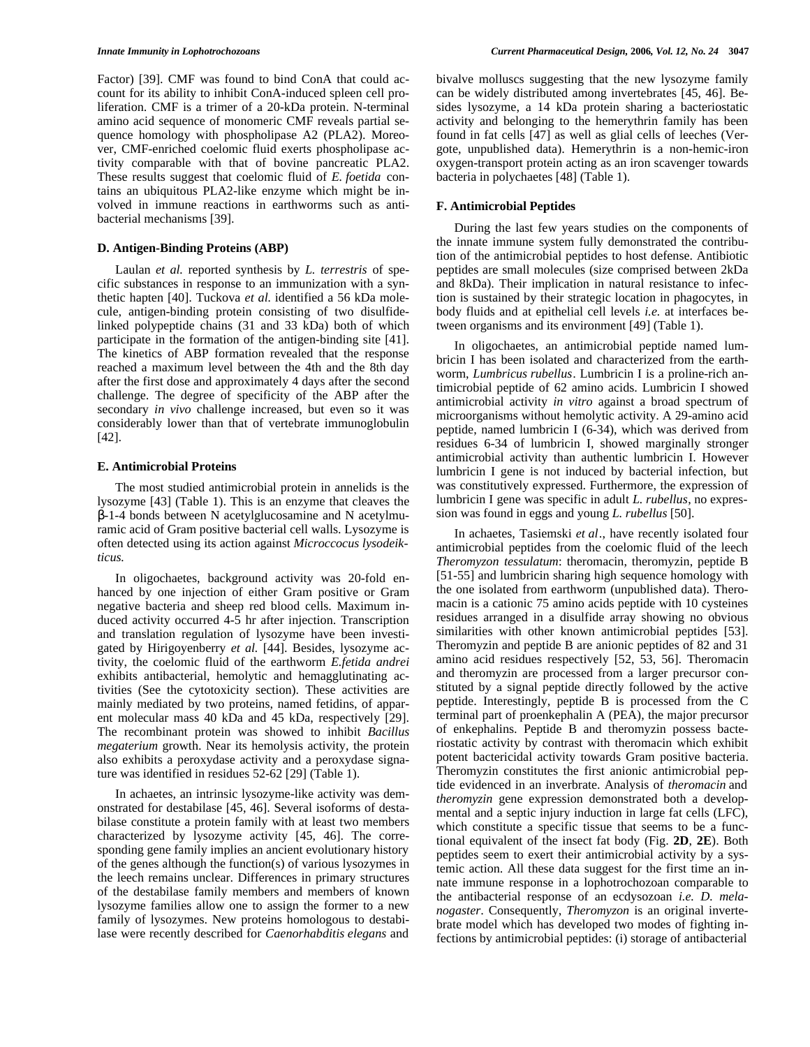Factor) [39]. CMF was found to bind ConA that could account for its ability to inhibit ConA-induced spleen cell proliferation. CMF is a trimer of a 20-kDa protein. N-terminal amino acid sequence of monomeric CMF reveals partial sequence homology with phospholipase A2 (PLA2). Moreover, CMF-enriched coelomic fluid exerts phospholipase activity comparable with that of bovine pancreatic PLA2. These results suggest that coelomic fluid of *E. foetida* contains an ubiquitous PLA2-like enzyme which might be involved in immune reactions in earthworms such as antibacterial mechanisms [39].

### D. Antigen-Binding Proteins (ABP)

Laulan *et al.* reported synthesis by *L. terrestris* of specific substances in response to an immunization with a synthetic hapten [40]. Tuckova *et al.* identified a 56 kDa molecule, antigen-binding protein consisting of two disulfide-linked polypeptide chains (31 and 33 kDa) both of which participate in the formation of the antigen-binding site [41]. The kinetics of ABP formation revealed that the response reached a maximum level between the 4th and the 8th day after the first dose and approximately 4 days after the second challenge. The degree of specificity of the ABP after the secondary *in vivo* challenge increased, but even so it was considerably lower than that of vertebrate immunoglobulin [42].

### E. Antimicrobial Proteins

The most studied antimicrobial protein in annelids is the lysozyme [43] (Table 1). This is an enzyme that cleaves the β-1-4 bonds between N acetylglucosamine and N acetylmuramic acid of Gram positive bacterial cell walls. Lysozyme is often detected using its action against *Micrococcus lysodeikticus.*

In oligochaetes, background activity was 20-fold enhanced by one injection of either Gram positive or Gram negative bacteria and sheep red blood cells. Maximum induced activity occurred 4-5 hr after injection. Transcription and translation regulation of lysozyme have been investigated by Hirigoyenberry *et al.* [44]. Besides, lysozyme activity, the coelomic fluid of the earthworm *E.fetida andrei* exhibits antibacterial, hemolytic and hemagglutinating activities (See the cytotoxicity section). These activities are mainly mediated by two proteins, named fetidins, of apparent molecular mass 40 kDa and 45 kDa, respectively [29]. The recombinant protein was showed to inhibit *Bacillus megaterium* growth. Near its hemolysis activity, the protein also exhibits a peroxydase activity and a peroxydase signature was identified in residues 52-62 [29] (Table 1).

In achaetes, an intrinsic lysozyme-like activity was demonstrated for destabilase [45, 46]. Several isoforms of destabilase constitute a protein family with at least two members characterized by lysozyme activity [45, 46]. The corresponding gene family implies an ancient evolutionary history of the genes although the function(s) of various lysozymes in the leech remains unclear. Differences in primary structures of the destabilase family members and members of known lysozyme families allow one to assign the former to a new family of lysozymes. New proteins homologous to destabilase were recently described for *Caenorhabditis elegans* and bivalve molluscs suggesting that the new lysozyme family can be widely distributed among invertebrates [45, 46]. Besides lysozyme, a 14 kDa protein sharing a bacteriostatic activity and belonging to the hemerythrin family has been found in fat cells [47] as well as glial cells of leeches (Vergote, unpublished data). Hemerythrin is a non-hemic-iron oxygen-transport protein acting as an iron scavenger towards bacteria in polychaetes [48] (Table 1).

### F. Antimicrobial Peptides

During the last few years studies on the components of the innate immune system fully demonstrated the contribution of the antimicrobial peptides to host defense. Antibiotic peptides are small molecules (size comprised between 2kDa and 8kDa). Their implication in natural resistance to infection is sustained by their strategic location in phagocytes, in body fluids and at epithelial cell levels *i.e.* at interfaces between organisms and its environment [49] (Table 1).

In oligochaetes, an antimicrobial peptide named lumbricin I has been isolated and characterized from the earthworm, *Lumbricus rubellus*. Lumbricin I is a proline-rich antimicrobial peptide of 62 amino acids. Lumbricin I showed antimicrobial activity *in vitro* against a broad spectrum of microorganisms without hemolytic activity. A 29-amino acid peptide, named lumbricin I (6-34), which was derived from residues 6-34 of lumbricin I, showed marginally stronger antimicrobial activity than authentic lumbricin I. However lumbricin I gene is not induced by bacterial infection, but was constitutively expressed. Furthermore, the expression of lumbricin I gene was specific in adult *L. rubellus*, no expression was found in eggs and young *L. rubellus* [50].

In achaetes, Tasiemski *et al*., have recently isolated four antimicrobial peptides from the coelomic fluid of the leech *Theromyzon tessulatum*: theromacin, theromyzin, peptide B [51-55] and lumbricin sharing high sequence homology with the one isolated from earthworm (unpublished data). Theromacin is a cationic 75 amino acids peptide with 10 cysteines residues arranged in a disulfide array showing no obvious similarities with other known antimicrobial peptides [53]. Theromyzin and peptide B are anionic peptides of 82 and 31 amino acid residues respectively [52, 53, 56]. Theromacin and theromyzin are processed from a larger precursor constituted by a signal peptide directly followed by the active peptide. Interestingly, peptide B is processed from the C terminal part of proenkephalin A (PEA), the major precursor of enkephalins. Peptide B and theromyzin possess bacteriostatic activity by contrast with theromacin which exhibit potent bactericidal activity towards Gram positive bacteria. Theromyzin constitutes the first anionic antimicrobial peptide evidenced in an inverbrate. Analysis of *theromacin* and *theromyzin* gene expression demonstrated both a developmental and a septic injury induction in large fat cells (LFC), which constitute a specific tissue that seems to be a functional equivalent of the insect fat body (Fig. **2D**, **2E**). Both peptides seem to exert their antimicrobial activity by a systemic action. All these data suggest for the first time an innate immune response in a lophotrochozoan comparable to the antibacterial response of an ecdysozoan *i.e. D. melanogaster*. Consequently, *Theromyzon* is an original invertebrate model which has developed two modes of fighting infections by antimicrobial peptides: (i) storage of antibacterial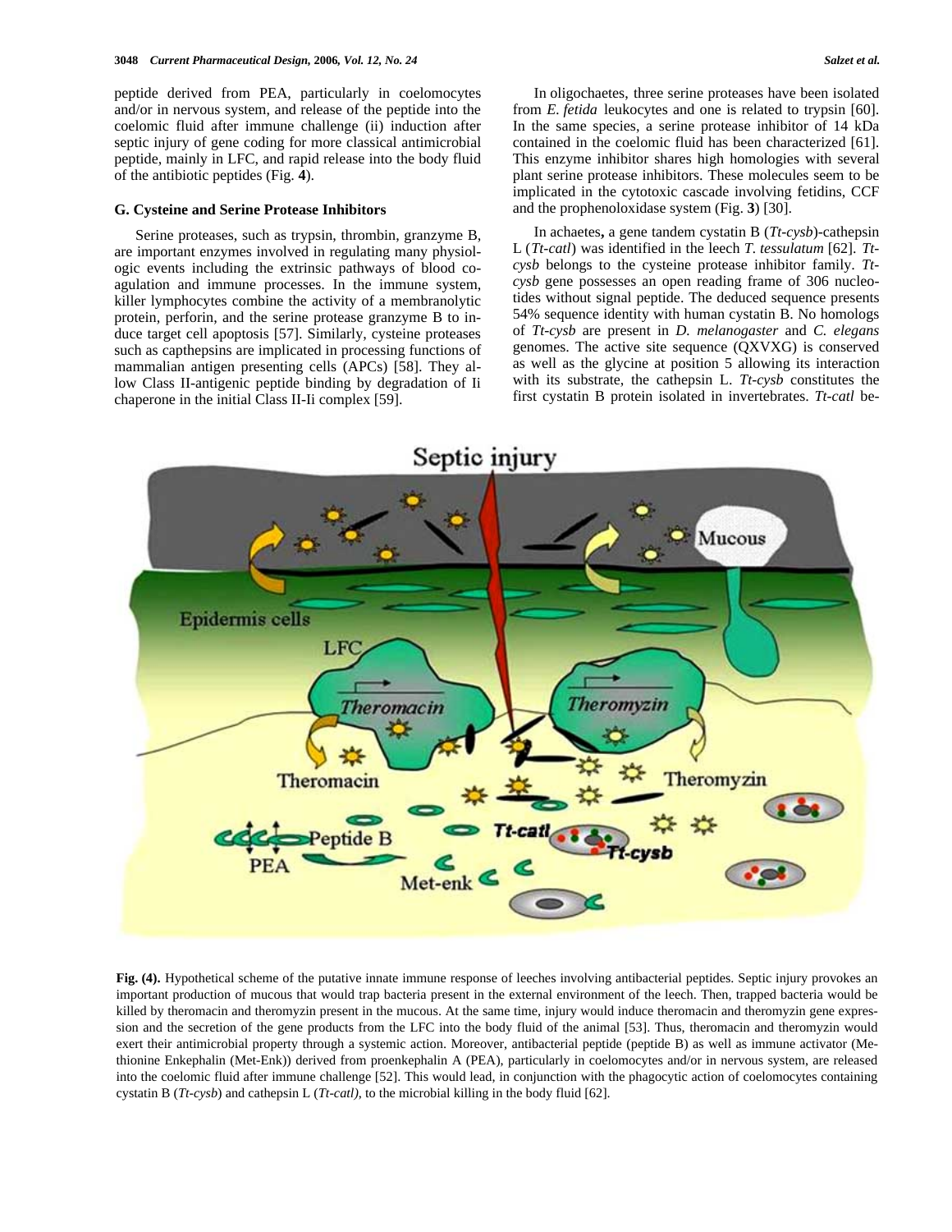peptide derived from PEA, particularly in coelomocytes and/or in nervous system, and release of the peptide into the coelomic fluid after immune challenge (ii) induction after septic injury of gene coding for more classical antimicrobial peptide, mainly in LFC, and rapid release into the body fluid of the antibiotic peptides (Fig. **4**).

### G. Cysteine and Serine Protease Inhibitors

Serine proteases, such as trypsin, thrombin, granzyme B, are important enzymes involved in regulating many physiologic events including the extrinsic pathways of blood coagulation and immune processes. In the immune system, killer lymphocytes combine the activity of a membranolytic protein, perforin, and the serine protease granzyme B to induce target cell apoptosis [57]. Similarly, cysteine proteases such as capthepsins are implicated in processing functions of mammalian antigen presenting cells (APCs) [58]. They allow Class II-antigenic peptide binding by degradation of Ii chaperone in the initial Class II-Ii complex [59].

In oligochaetes, three serine proteases have been isolated from *E. fetida* leukocytes and one is related to trypsin [60]. In the same species, a serine protease inhibitor of 14 kDa contained in the coelomic fluid has been characterized [61]. This enzyme inhibitor shares high homologies with several plant serine protease inhibitors. These molecules seem to be implicated in the cytotoxic cascade involving fetidins, CCF and the prophenoloxidase system (Fig. **3**) [30].

In achaetes**,** a gene tandem cystatin B (*Tt-cysb*)-cathepsin L (*Tt-catl*) was identified in the leech *T. tessulatum* [62]. *Tt-cysb* belongs to the cysteine protease inhibitor family. *Tt-cysb* gene possesses an open reading frame of 306 nucleotides without signal peptide. The deduced sequence presents 54% sequence identity with human cystatin B. No homologs of *Tt-cysb* are present in *D. melanogaster* and *C. elegans* genomes. The active site sequence (QXVXG) is conserved as well as the glycine at position 5 allowing its interaction with its substrate, the cathepsin L. *Tt-cysb* constitutes the first cystatin B protein isolated in invertebrates. *Tt-catl* be-

**Fig. (4).** Hypothetical scheme of the putative innate immune response of leeches involving antibacterial peptides. Septic injury provokes an important production of mucous that would trap bacteria present in the external environment of the leech. Then, trapped bacteria would be killed by theromacin and theromyzin present in the mucous. At the same time, injury would induce theromacin and theromyzin gene expression and the secretion of the gene products from the LFC into the body fluid of the animal [53]. Thus, theromacin and theromyzin would exert their antimicrobial property through a systemic action. Moreover, antibacterial peptide (peptide B) as well as immune activator (Methionine Enkephalin (Met-Enk)) derived from proenkephalin A (PEA), particularly in coelomocytes and/or in nervous system, are released into the coelomic fluid after immune challenge [52]. This would lead, in conjunction with the phagocytic action of coelomocytes containing cystatin B (*Tt-cysb*) and cathepsin L (*Tt-catl),* to the microbial killing in the body fluid [62].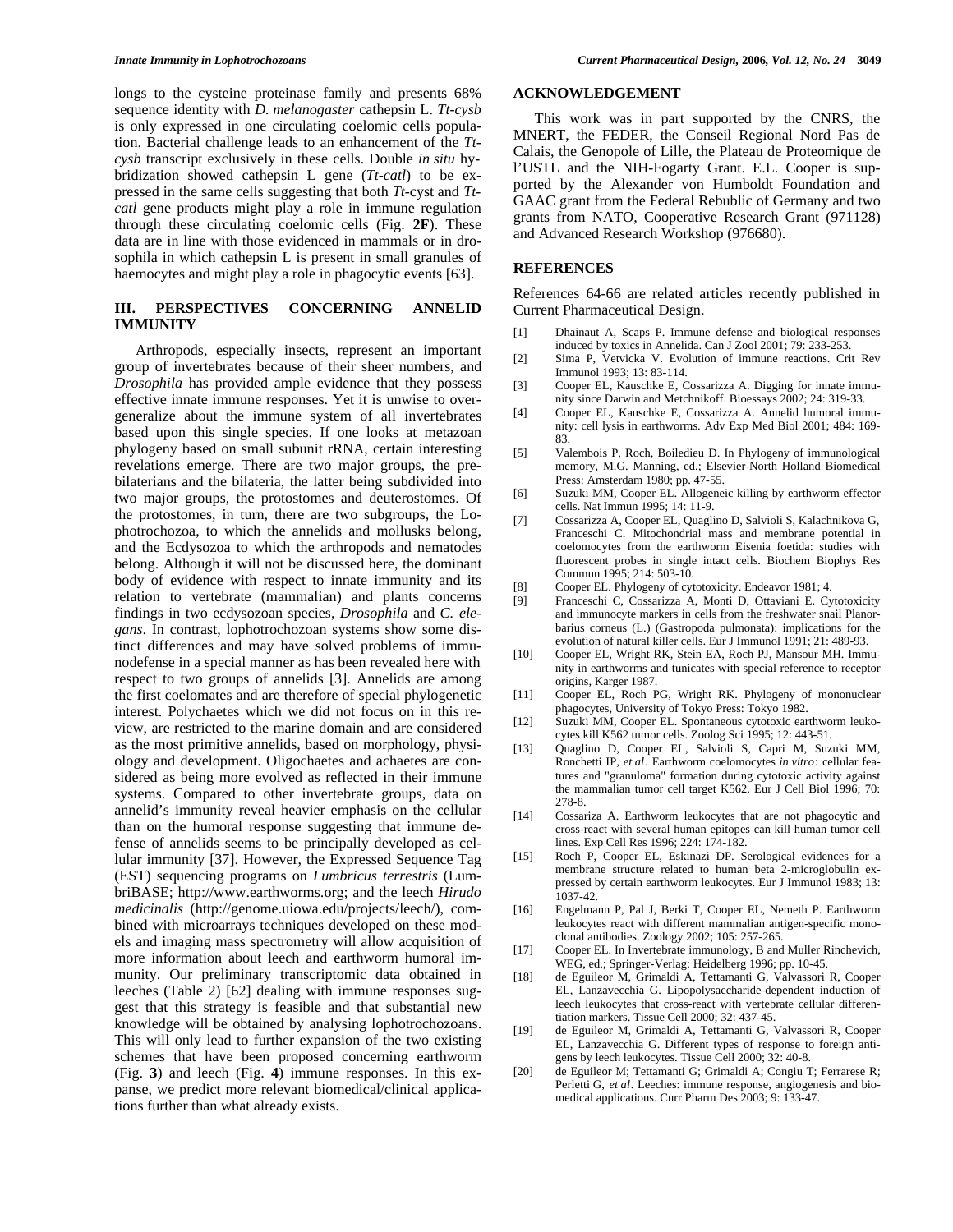longs to the cysteine proteinase family and presents 68% sequence identity with *D. melanogaster* cathepsin L. *Tt-cysb* is only expressed in one circulating coelomic cells population. Bacterial challenge leads to an enhancement of the *Tt-cysb* transcript exclusively in these cells. Double *in situ* hybridization showed cathepsin L gene (*Tt-catl*) to be expressed in the same cells suggesting that both *Tt*-cyst and *Tt-catl* gene products might play a role in immune regulation through these circulating coelomic cells (Fig. **2F**). These data are in line with those evidenced in mammals or in drosophila in which cathepsin L is present in small granules of haemocytes and might play a role in phagocytic events [63].

## III. PERSPECTIVES CONCERNING ANNELID IMMUNITY

Arthropods, especially insects, represent an important group of invertebrates because of their sheer numbers, and *Drosophila* has provided ample evidence that they possess effective innate immune responses. Yet it is unwise to overgeneralize about the immune system of all invertebrates based upon this single species. If one looks at metazoan phylogeny based on small subunit rRNA, certain interesting revelations emerge. There are two major groups, the prebilaterians and the bilateria, the latter being subdivided into two major groups, the protostomes and deuterostomes. Of the protostomes, in turn, there are two subgroups, the Lophotrochozoa, to which the annelids and mollusks belong, and the Ecdysozoa to which the arthropods and nematodes belong. Although it will not be discussed here, the dominant body of evidence with respect to innate immunity and its relation to vertebrate (mammalian) and plants concerns findings in two ecdysozoan species, *Drosophila* and *C. elegans*. In contrast, lophotrochozoan systems show some distinct differences and may have solved problems of immunodefense in a special manner as has been revealed here with respect to two groups of annelids [3]. Annelids are among the first coelomates and are therefore of special phylogenetic interest. Polychaetes which we did not focus on in this review, are restricted to the marine domain and are considered as the most primitive annelids, based on morphology, physiology and development. Oligochaetes and achaetes are considered as being more evolved as reflected in their immune systems. Compared to other invertebrate groups, data on annelid's immunity reveal heavier emphasis on the cellular than on the humoral response suggesting that immune defense of annelids seems to be principally developed as cellular immunity [37]. However, the Expressed Sequence Tag (EST) sequencing programs on *Lumbricus terrestris* (LumbriBASE; http://www.earthworms.org; and the leech *Hirudo medicinalis* (http://genome.uiowa.edu/projects/leech/), combined with microarrays techniques developed on these models and imaging mass spectrometry will allow acquisition of more information about leech and earthworm humoral immunity. Our preliminary transcriptomic data obtained in leeches (Table 2) [62] dealing with immune responses suggest that this strategy is feasible and that substantial new knowledge will be obtained by analysing lophotrochozoans. This will only lead to further expansion of the two existing schemes that have been proposed concerning earthworm (Fig. **3**) and leech (Fig. **4**) immune responses. In this expanse, we predict more relevant biomedical/clinical applications further than what already exists.

## ACKNOWLEDGEMENT

This work was in part supported by the CNRS, the MNERT, the FEDER, the Conseil Regional Nord Pas de Calais, the Genopole of Lille, the Plateau de Proteomique de l'USTL and the NIH-Fogarty Grant. E.L. Cooper is supported by the Alexander von Humboldt Foundation and GAAC grant from the Federal Rebublic of Germany and two grants from NATO, Cooperative Research Grant (971128) and Advanced Research Workshop (976680).

## REFERENCES

References 64-66 are related articles recently published in Current Pharmaceutical Design.

[1] Dhainaut A, Scaps P. Immune defense and biological responses induced by toxics in Annelida. Can J Zool 2001; 79: 233-253.

[2] Sima P, Vetvicka V. Evolution of immune reactions. Crit Rev Immunol 1993; 13: 83-114.

[3] Cooper EL, Kauschke E, Cossarizza A. Digging for innate immunity since Darwin and Metchnikoff. Bioessays 2002; 24: 319-33.

[4] Cooper EL, Kauschke E, Cossarizza A. Annelid humoral immunity: cell lysis in earthworms. Adv Exp Med Biol 2001; 484: 169-83.

[5] Valembois P, Roch, Boiledieu D. In Phylogeny of immunological memory, M.G. Manning, ed.; Elsevier-North Holland Biomedical Press: Amsterdam 1980; pp. 47-55.

[6] Suzuki MM, Cooper EL. Allogeneic killing by earthworm effector cells. Nat Immun 1995; 14: 11-9.

[7] Cossarizza A, Cooper EL, Quaglino D, Salvioli S, Kalachnikova G, Franceschi C. Mitochondrial mass and membrane potential in coelomocytes from the earthworm Eisenia foetida: studies with fluorescent probes in single intact cells. Biochem Biophys Res Commun 1995; 214: 503-10.

[8] Cooper EL. Phylogeny of cytotoxicity. Endeavor 1981; 4.

[9] Franceschi C, Cossarizza A, Monti D, Ottaviani E. Cytotoxicity and immunocyte markers in cells from the freshwater snail Planorbarius corneus (L.) (Gastropoda pulmonata): implications for the evolution of natural killer cells. Eur J Immunol 1991; 21: 489-93.

[10] Cooper EL, Wright RK, Stein EA, Roch PJ, Mansour MH. Immunity in earthworms and tunicates with special reference to receptor origins, Karger 1987.

[11] Cooper EL, Roch PG, Wright RK. Phylogeny of mononuclear phagocytes, University of Tokyo Press: Tokyo 1982.

[12] Suzuki MM, Cooper EL. Spontaneous cytotoxic earthworm leukocytes kill K562 tumor cells. Zoolog Sci 1995; 12: 443-51.

[13] Quaglino D, Cooper EL, Salvioli S, Capri M, Suzuki MM, Ronchetti IP, *et al*. Earthworm coelomocytes *in vitro*: cellular features and "granuloma" formation during cytotoxic activity against the mammalian tumor cell target K562. Eur J Cell Biol 1996; 70: 278-8.

[14] Cossariza A. Earthworm leukocytes that are not phagocytic and cross-react with several human epitopes can kill human tumor cell lines. Exp Cell Res 1996; 224: 174-182.

[15] Roch P, Cooper EL, Eskinazi DP. Serological evidences for a membrane structure related to human beta 2-microglobulin expressed by certain earthworm leukocytes. Eur J Immunol 1983; 13: 1037-42.

[16] Engelmann P, Pal J, Berki T, Cooper EL, Nemeth P. Earthworm leukocytes react with different mammalian antigen-specific monoclonal antibodies. Zoology 2002; 105: 257-265.

[17] Cooper EL. In Invertebrate immunology, B and Muller Rinchevich, WEG, ed.; Springer-Verlag: Heidelberg 1996; pp. 10-45.

[18] de Eguileor M, Grimaldi A, Tettamanti G, Valvassori R, Cooper EL, Lanzavecchia G. Lipopolysaccharide-dependent induction of leech leukocytes that cross-react with vertebrate cellular differentiation markers. Tissue Cell 2000; 32: 437-45.

[19] de Eguileor M, Grimaldi A, Tettamanti G, Valvassori R, Cooper EL, Lanzavecchia G. Different types of response to foreign antigens by leech leukocytes. Tissue Cell 2000; 32: 40-8.

[20] de Eguileor M; Tettamanti G; Grimaldi A; Congiu T; Ferrarese R; Perletti G, *et al*. Leeches: immune response, angiogenesis and biomedical applications. Curr Pharm Des 2003; 9: 133-47.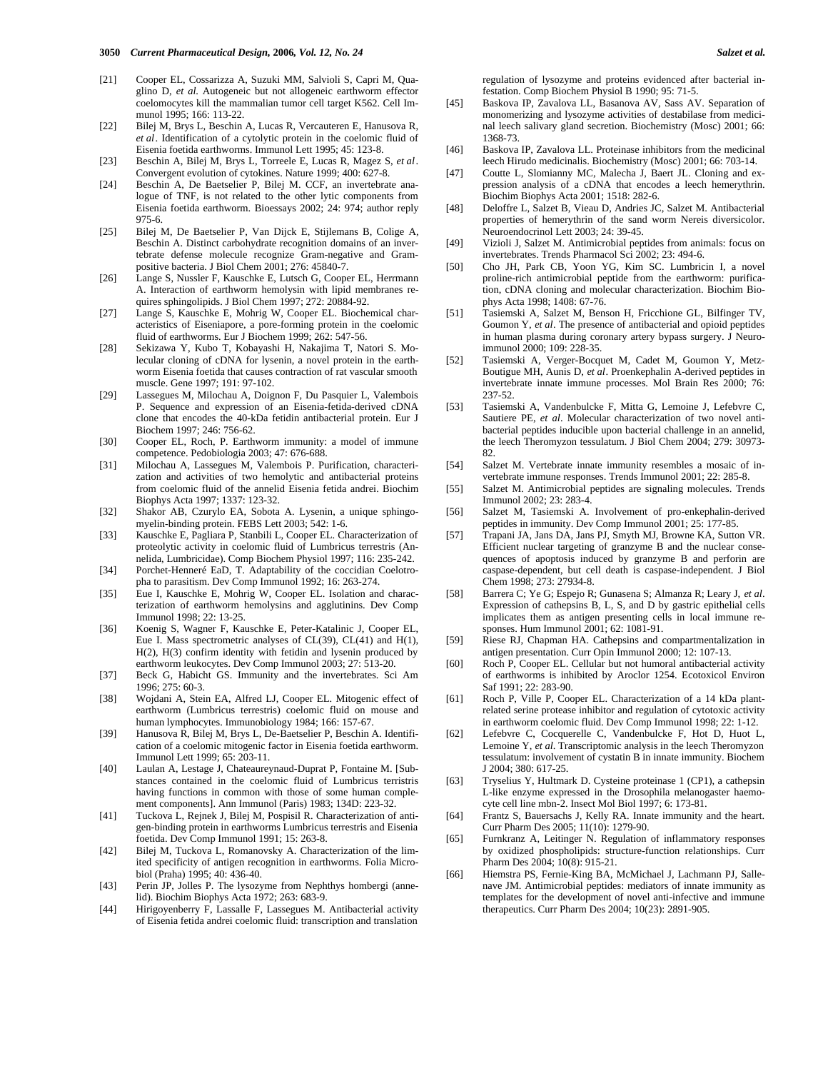[21] Cooper EL, Cossarizza A, Suzuki MM, Salvioli S, Capri M, Quaglino D, *et al.* Autogeneic but not allogeneic earthworm effector coelomocytes kill the mammalian tumor cell target K562. Cell Immunol 1995; 166: 113-22.

[22] Bilej M, Brys L, Beschin A, Lucas R, Vercauteren E, Hanusova R, *et al*. Identification of a cytolytic protein in the coelomic fluid of Eisenia foetida earthworms. Immunol Lett 1995; 45: 123-8.

[23] Beschin A, Bilej M, Brys L, Torreele E, Lucas R, Magez S, *et al*. Convergent evolution of cytokines. Nature 1999; 400: 627-8.

[24] Beschin A, De Baetselier P, Bilej M. CCF, an invertebrate analogue of TNF, is not related to the other lytic components from Eisenia foetida earthworm. Bioessays 2002; 24: 974; author reply 975-6.

[25] Bilej M, De Baetselier P, Van Dijck E, Stijlemans B, Colige A, Beschin A. Distinct carbohydrate recognition domains of an invertebrate defense molecule recognize Gram-negative and Gram-positive bacteria. J Biol Chem 2001; 276: 45840-7.

[26] Lange S, Nussler F, Kauschke E, Lutsch G, Cooper EL, Herrmann A. Interaction of earthworm hemolysin with lipid membranes requires sphingolipids. J Biol Chem 1997; 272: 20884-92.

[27] Lange S, Kauschke E, Mohrig W, Cooper EL. Biochemical characteristics of Eiseniapore, a pore-forming protein in the coelomic fluid of earthworms. Eur J Biochem 1999; 262: 547-56.

[28] Sekizawa Y, Kubo T, Kobayashi H, Nakajima T, Natori S. Molecular cloning of cDNA for lysenin, a novel protein in the earthworm Eisenia foetida that causes contraction of rat vascular smooth muscle. Gene 1997; 191: 97-102.

[29] Lassegues M, Milochau A, Doignon F, Du Pasquier L, Valembois P. Sequence and expression of an Eisenia-fetida-derived cDNA clone that encodes the 40-kDa fetidin antibacterial protein. Eur J Biochem 1997; 246: 756-62.

[30] Cooper EL, Roch, P. Earthworm immunity: a model of immune competence. Pedobiologia 2003; 47: 676-688.

[31] Milochau A, Lassegues M, Valembois P. Purification, characterization and activities of two hemolytic and antibacterial proteins from coelomic fluid of the annelid Eisenia fetida andrei. Biochim Biophys Acta 1997; 1337: 123-32.

[32] Shakor AB, Czurylo EA, Sobota A. Lysenin, a unique sphingomyelin-binding protein. FEBS Lett 2003; 542: 1-6.

[33] Kauschke E, Pagliara P, Stanbili L, Cooper EL. Characterization of proteolytic activity in coelomic fluid of Lumbricus terrestris (Annelida, Lumbricidae). Comp Biochem Physiol 1997; 116: 235-242.

[34] Porchet-Henneré EaD, T. Adaptability of the coccidian Coelotropha to parasitism. Dev Comp Immunol 1992; 16: 263-274.

[35] Eue I, Kauschke E, Mohrig W, Cooper EL. Isolation and characterization of earthworm hemolysins and agglutinins. Dev Comp Immunol 1998; 22: 13-25.

[36] Koenig S, Wagner F, Kauschke E, Peter-Katalinic J, Cooper EL, Eue I. Mass spectrometric analyses of CL(39), CL(41) and H(1), H(2), H(3) confirm identity with fetidin and lysenin produced by earthworm leukocytes. Dev Comp Immunol 2003; 27: 513-20.

[37] Beck G, Habicht GS. Immunity and the invertebrates. Sci Am 1996; 275: 60-3.

[38] Wojdani A, Stein EA, Alfred LJ, Cooper EL. Mitogenic effect of earthworm (Lumbricus terrestris) coelomic fluid on mouse and human lymphocytes. Immunobiology 1984; 166: 157-67.

[39] Hanusova R, Bilej M, Brys L, De-Baetselier P, Beschin A. Identification of a coelomic mitogenic factor in Eisenia foetida earthworm. Immunol Lett 1999; 65: 203-11.

[40] Laulan A, Lestage J, Chateaureynaud-Duprat P, Fontaine M. [Substances contained in the coelomic fluid of Lumbricus terristris having functions in common with those of some human complement components]. Ann Immunol (Paris) 1983; 134D: 223-32.

[41] Tuckova L, Rejnek J, Bilej M, Pospisil R. Characterization of antigen-binding protein in earthworms Lumbricus terrestris and Eisenia foetida. Dev Comp Immunol 1991; 15: 263-8.

[42] Bilej M, Tuckova L, Romanovsky A. Characterization of the limited specificity of antigen recognition in earthworms. Folia Microbiol (Praha) 1995; 40: 436-40.

[43] Perin JP, Jolles P. The lysozyme from Nephthys hombergi (annelid). Biochim Biophys Acta 1972; 263: 683-9.

[44] Hirigoyenberry F, Lassalle F, Lassegues M. Antibacterial activity of Eisenia fetida andrei coelomic fluid: transcription and translation regulation of lysozyme and proteins evidenced after bacterial infestation. Comp Biochem Physiol B 1990; 95: 71-5.

[45] Baskova IP, Zavalova LL, Basanova AV, Sass AV. Separation of monomerizing and lysozyme activities of destabilase from medicinal leech salivary gland secretion. Biochemistry (Mosc) 2001; 66: 1368-73.

[46] Baskova IP, Zavalova LL. Proteinase inhibitors from the medicinal leech Hirudo medicinalis. Biochemistry (Mosc) 2001; 66: 703-14.

[47] Coutte L, Slomianny MC, Malecha J, Baert JL. Cloning and expression analysis of a cDNA that encodes a leech hemerythrin. Biochim Biophys Acta 2001; 1518: 282-6.

[48] Deloffre L, Salzet B, Vieau D, Andries JC, Salzet M. Antibacterial properties of hemerythrin of the sand worm Nereis diversicolor. Neuroendocrinol Lett 2003; 24: 39-45.

[49] Vizioli J, Salzet M. Antimicrobial peptides from animals: focus on invertebrates. Trends Pharmacol Sci 2002; 23: 494-6.

[50] Cho JH, Park CB, Yoon YG, Kim SC. Lumbricin I, a novel proline-rich antimicrobial peptide from the earthworm: purification, cDNA cloning and molecular characterization. Biochim Biophys Acta 1998; 1408: 67-76.

[51] Tasiemski A, Salzet M, Benson H, Fricchione GL, Bilfinger TV, Goumon Y, *et al*. The presence of antibacterial and opioid peptides in human plasma during coronary artery bypass surgery. J Neuroimmunol 2000; 109: 228-35.

[52] Tasiemski A, Verger-Bocquet M, Cadet M, Goumon Y, Metz-Boutigue MH, Aunis D, *et al*. Proenkephalin A-derived peptides in invertebrate innate immune processes. Mol Brain Res 2000; 76: 237-52.

[53] Tasiemski A, Vandenbulcke F, Mitta G, Lemoine J, Lefebvre C, Sautiere PE, *et al*. Molecular characterization of two novel antibacterial peptides inducible upon bacterial challenge in an annelid, the leech Theromyzon tessulatum. J Biol Chem 2004; 279: 30973-82.

[54] Salzet M. Vertebrate innate immunity resembles a mosaic of invertebrate immune responses. Trends Immunol 2001; 22: 285-8.

[55] Salzet M. Antimicrobial peptides are signaling molecules. Trends Immunol 2002; 23: 283-4.

[56] Salzet M, Tasiemski A. Involvement of pro-enkephalin-derived peptides in immunity. Dev Comp Immunol 2001; 25: 177-85.

[57] Trapani JA, Jans DA, Jans PJ, Smyth MJ, Browne KA, Sutton VR. Efficient nuclear targeting of granzyme B and the nuclear consequences of apoptosis induced by granzyme B and perforin are caspase-dependent, but cell death is caspase-independent. J Biol Chem 1998; 273: 27934-8.

[58] Barrera C; Ye G; Espejo R; Gunasena S; Almanza R; Leary J, *et al*. Expression of cathepsins B, L, S, and D by gastric epithelial cells implicates them as antigen presenting cells in local immune responses. Hum Immunol 2001; 62: 1081-91.

[59] Riese RJ, Chapman HA. Cathepsins and compartmentalization in antigen presentation. Curr Opin Immunol 2000; 12: 107-13.

[60] Roch P, Cooper EL. Cellular but not humoral antibacterial activity of earthworms is inhibited by Aroclor 1254. Ecotoxicol Environ Saf 1991; 22: 283-90.

[61] Roch P, Ville P, Cooper EL. Characterization of a 14 kDa plant-related serine protease inhibitor and regulation of cytotoxic activity in earthworm coelomic fluid. Dev Comp Immunol 1998; 22: 1-12.

[62] Lefebvre C, Cocquerelle C, Vandenbulcke F, Hot D, Huot L, Lemoine Y, *et al*. Transcriptomic analysis in the leech Theromyzon tessulatum: involvement of cystatin B in innate immunity. Biochem J 2004; 380: 617-25.

[63] Tryselius Y, Hultmark D. Cysteine proteinase 1 (CP1), a cathepsin L-like enzyme expressed in the Drosophila melanogaster haemocyte cell line mbn-2. Insect Mol Biol 1997; 6: 173-81.

[64] Frantz S, Bauersachs J, Kelly RA. Innate immunity and the heart. Curr Pharm Des 2005; 11(10): 1279-90.

[65] Furnkranz A, Leitinger N. Regulation of inflammatory responses by oxidized phospholipids: structure-function relationships. Curr Pharm Des 2004; 10(8): 915-21.

[66] Hiemstra PS, Fernie-King BA, McMichael J, Lachmann PJ, Sallenave JM. Antimicrobial peptides: mediators of innate immunity as templates for the development of novel anti-infective and immune therapeutics. Curr Pharm Des 2004; 10(23): 2891-905.